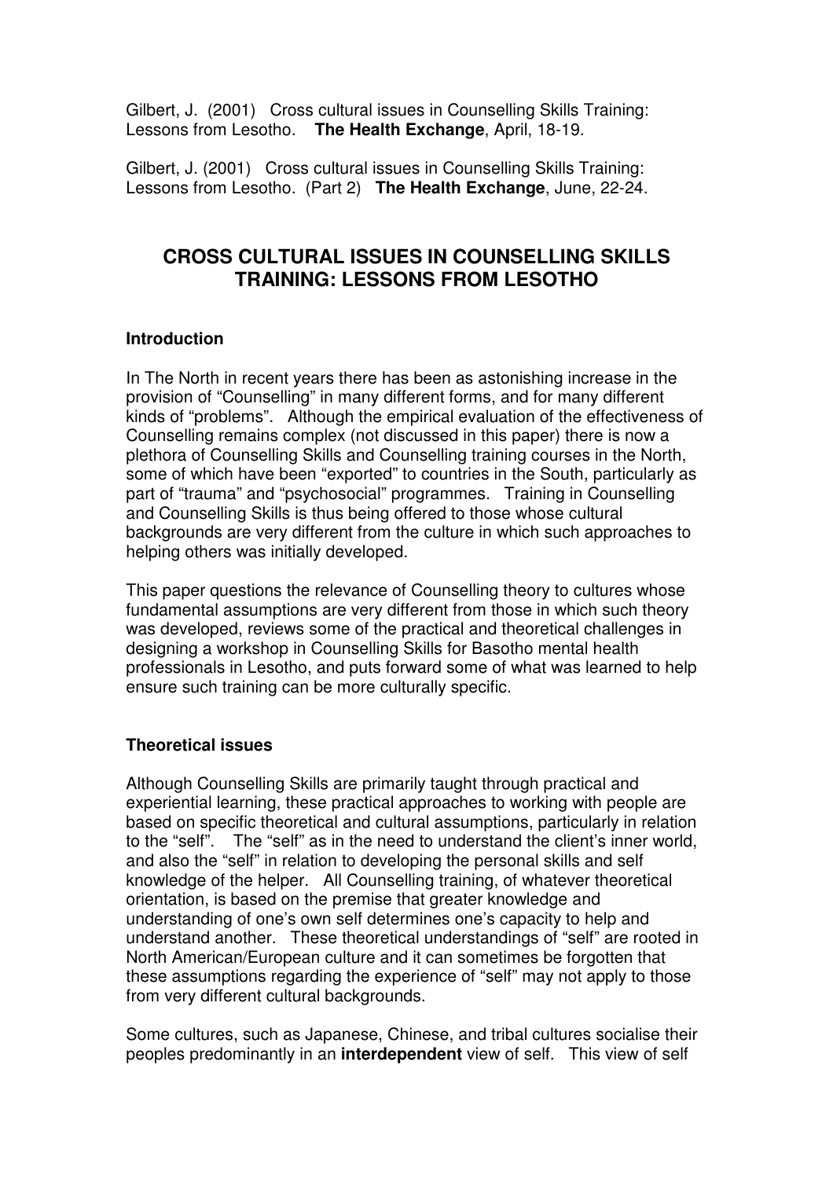Gilbert, J. (2001) Cross cultural issues in Counselling Skills Training: Lessons from Lesotho. **The Health Exchange**, April, 18-19.

Gilbert, J. (2001) Cross cultural issues in Counselling Skills Training: Lessons from Lesotho. (Part 2) **The Health Exchange**, June, 22-24.

# CROSS CULTURAL ISSUES IN COUNSELLING SKILLS TRAINING: LESSONS FROM LESOTHO

## Introduction

In The North in recent years there has been as astonishing increase in the provision of "Counselling" in many different forms, and for many different kinds of "problems". Although the empirical evaluation of the effectiveness of Counselling remains complex (not discussed in this paper) there is now a plethora of Counselling Skills and Counselling training courses in the North, some of which have been "exported" to countries in the South, particularly as part of "trauma" and "psychosocial" programmes. Training in Counselling and Counselling Skills is thus being offered to those whose cultural backgrounds are very different from the culture in which such approaches to helping others was initially developed.

This paper questions the relevance of Counselling theory to cultures whose fundamental assumptions are very different from those in which such theory was developed, reviews some of the practical and theoretical challenges in designing a workshop in Counselling Skills for Basotho mental health professionals in Lesotho, and puts forward some of what was learned to help ensure such training can be more culturally specific.

## Theoretical issues

Although Counselling Skills are primarily taught through practical and experiential learning, these practical approaches to working with people are based on specific theoretical and cultural assumptions, particularly in relation to the "self". The "self" as in the need to understand the client's inner world, and also the "self" in relation to developing the personal skills and self knowledge of the helper. All Counselling training, of whatever theoretical orientation, is based on the premise that greater knowledge and understanding of one's own self determines one's capacity to help and understand another. These theoretical understandings of "self" are rooted in North American/European culture and it can sometimes be forgotten that these assumptions regarding the experience of "self" may not apply to those from very different cultural backgrounds.

Some cultures, such as Japanese, Chinese, and tribal cultures socialise their peoples predominantly in an **interdependent** view of self. This view of self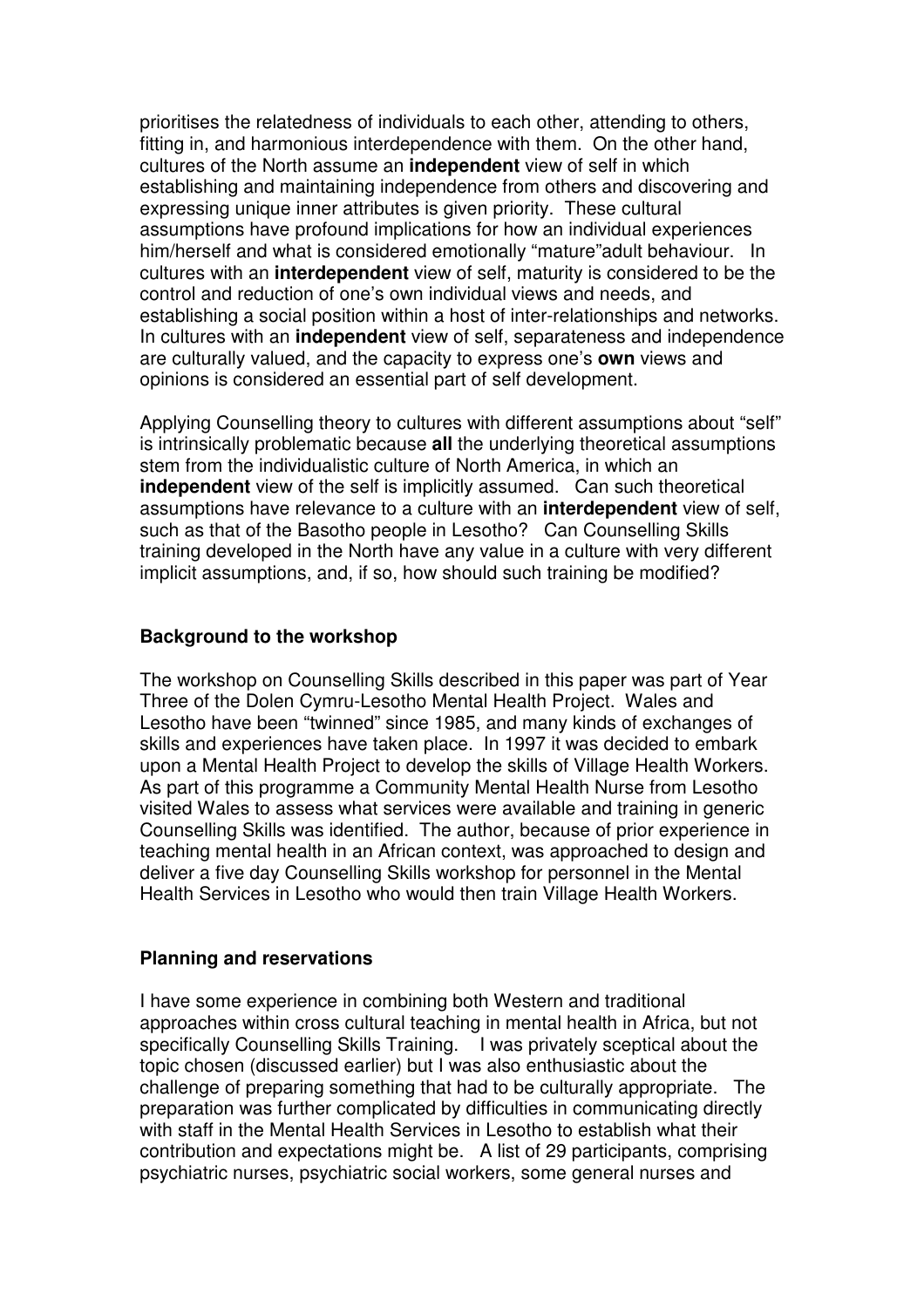prioritises the relatedness of individuals to each other, attending to others, fitting in, and harmonious interdependence with them. On the other hand, cultures of the North assume an **independent** view of self in which establishing and maintaining independence from others and discovering and expressing unique inner attributes is given priority. These cultural assumptions have profound implications for how an individual experiences him/herself and what is considered emotionally "mature"adult behaviour. In cultures with an **interdependent** view of self, maturity is considered to be the control and reduction of one's own individual views and needs, and establishing a social position within a host of inter-relationships and networks. In cultures with an **independent** view of self, separateness and independence are culturally valued, and the capacity to express one's **own** views and opinions is considered an essential part of self development.

Applying Counselling theory to cultures with different assumptions about "self" is intrinsically problematic because **all** the underlying theoretical assumptions stem from the individualistic culture of North America, in which an **independent** view of the self is implicitly assumed. Can such theoretical assumptions have relevance to a culture with an **interdependent** view of self, such as that of the Basotho people in Lesotho? Can Counselling Skills training developed in the North have any value in a culture with very different implicit assumptions, and, if so, how should such training be modified?

### Background to the workshop

The workshop on Counselling Skills described in this paper was part of Year Three of the Dolen Cymru-Lesotho Mental Health Project. Wales and Lesotho have been "twinned" since 1985, and many kinds of exchanges of skills and experiences have taken place. In 1997 it was decided to embark upon a Mental Health Project to develop the skills of Village Health Workers. As part of this programme a Community Mental Health Nurse from Lesotho visited Wales to assess what services were available and training in generic Counselling Skills was identified. The author, because of prior experience in teaching mental health in an African context, was approached to design and deliver a five day Counselling Skills workshop for personnel in the Mental Health Services in Lesotho who would then train Village Health Workers.

### Planning and reservations

I have some experience in combining both Western and traditional approaches within cross cultural teaching in mental health in Africa, but not specifically Counselling Skills Training. I was privately sceptical about the topic chosen (discussed earlier) but I was also enthusiastic about the challenge of preparing something that had to be culturally appropriate. The preparation was further complicated by difficulties in communicating directly with staff in the Mental Health Services in Lesotho to establish what their contribution and expectations might be. A list of 29 participants, comprising psychiatric nurses, psychiatric social workers, some general nurses and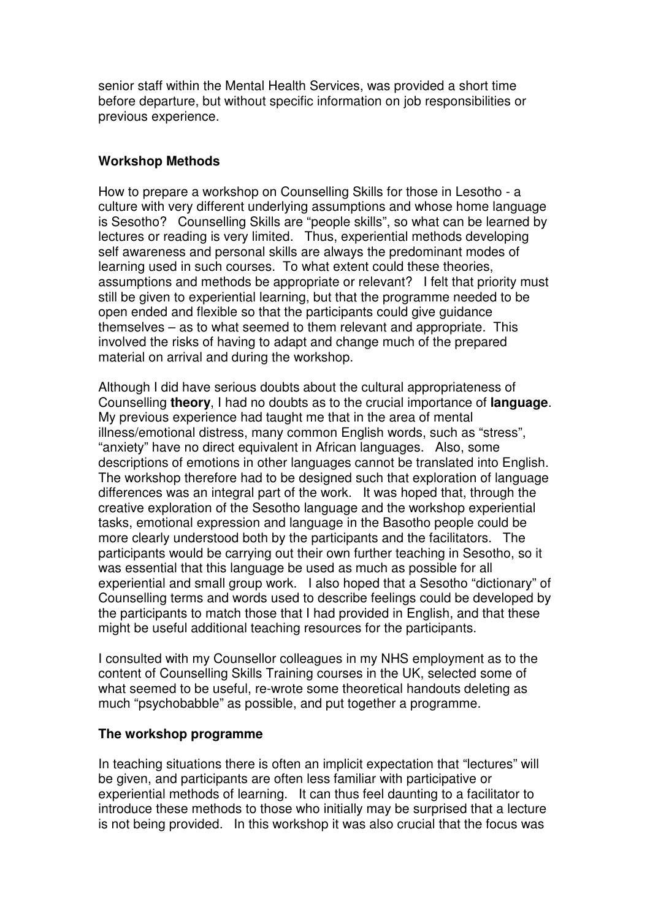senior staff within the Mental Health Services, was provided a short time before departure, but without specific information on job responsibilities or previous experience.

### Workshop Methods

How to prepare a workshop on Counselling Skills for those in Lesotho - a culture with very different underlying assumptions and whose home language is Sesotho? Counselling Skills are "people skills", so what can be learned by lectures or reading is very limited. Thus, experiential methods developing self awareness and personal skills are always the predominant modes of learning used in such courses. To what extent could these theories, assumptions and methods be appropriate or relevant? I felt that priority must still be given to experiential learning, but that the programme needed to be open ended and flexible so that the participants could give guidance themselves – as to what seemed to them relevant and appropriate. This involved the risks of having to adapt and change much of the prepared material on arrival and during the workshop.

Although I did have serious doubts about the cultural appropriateness of Counselling **theory**, I had no doubts as to the crucial importance of **language**. My previous experience had taught me that in the area of mental illness/emotional distress, many common English words, such as "stress", "anxiety" have no direct equivalent in African languages. Also, some descriptions of emotions in other languages cannot be translated into English. The workshop therefore had to be designed such that exploration of language differences was an integral part of the work. It was hoped that, through the creative exploration of the Sesotho language and the workshop experiential tasks, emotional expression and language in the Basotho people could be more clearly understood both by the participants and the facilitators. The participants would be carrying out their own further teaching in Sesotho, so it was essential that this language be used as much as possible for all experiential and small group work. I also hoped that a Sesotho "dictionary" of Counselling terms and words used to describe feelings could be developed by the participants to match those that I had provided in English, and that these might be useful additional teaching resources for the participants.

I consulted with my Counsellor colleagues in my NHS employment as to the content of Counselling Skills Training courses in the UK, selected some of what seemed to be useful, re-wrote some theoretical handouts deleting as much "psychobabble" as possible, and put together a programme.

### The workshop programme

In teaching situations there is often an implicit expectation that "lectures" will be given, and participants are often less familiar with participative or experiential methods of learning. It can thus feel daunting to a facilitator to introduce these methods to those who initially may be surprised that a lecture is not being provided. In this workshop it was also crucial that the focus was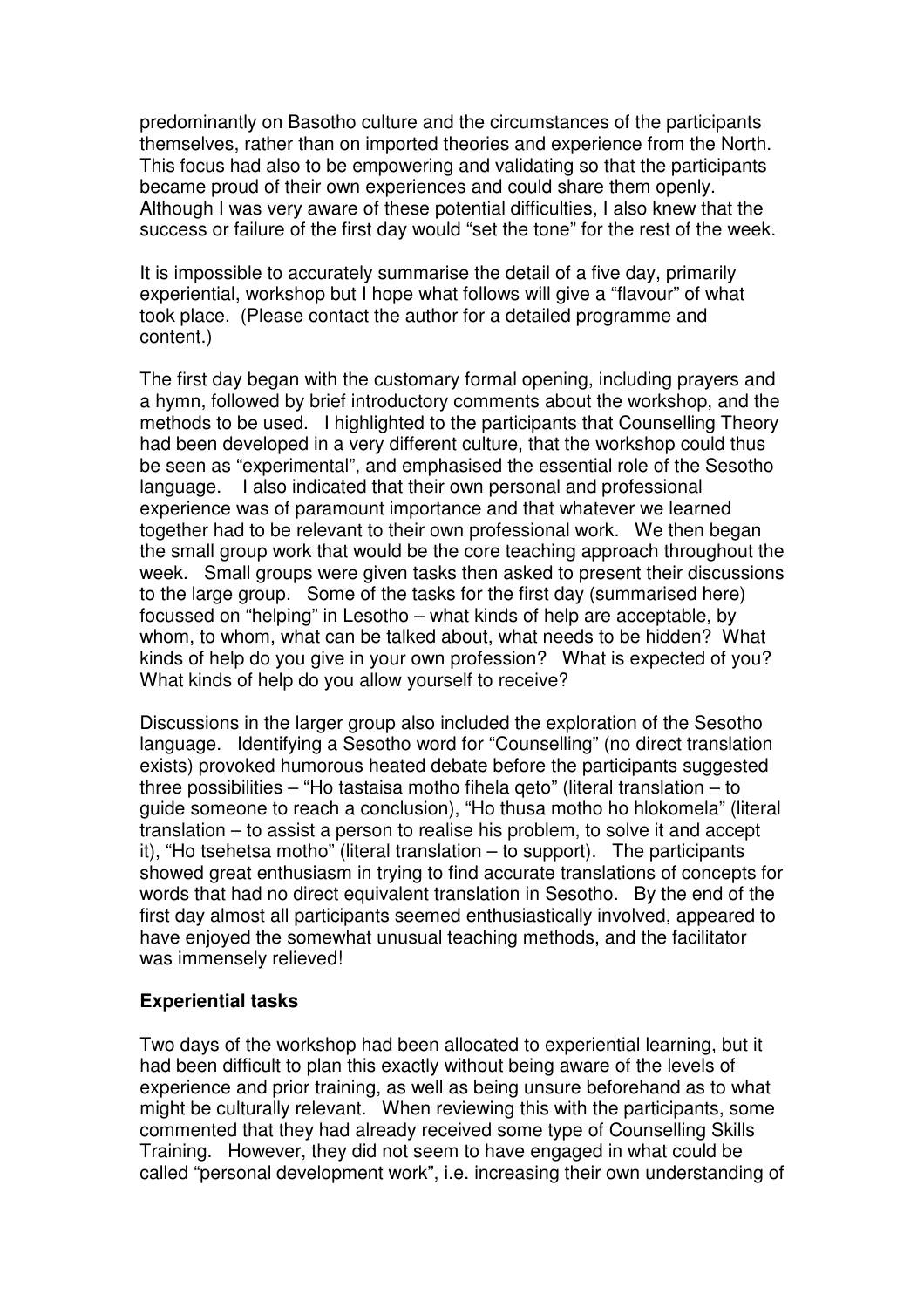predominantly on Basotho culture and the circumstances of the participants themselves, rather than on imported theories and experience from the North. This focus had also to be empowering and validating so that the participants became proud of their own experiences and could share them openly. Although I was very aware of these potential difficulties, I also knew that the success or failure of the first day would "set the tone" for the rest of the week.

It is impossible to accurately summarise the detail of a five day, primarily experiential, workshop but I hope what follows will give a "flavour" of what took place. (Please contact the author for a detailed programme and content.)

The first day began with the customary formal opening, including prayers and a hymn, followed by brief introductory comments about the workshop, and the methods to be used. I highlighted to the participants that Counselling Theory had been developed in a very different culture, that the workshop could thus be seen as "experimental", and emphasised the essential role of the Sesotho language. I also indicated that their own personal and professional experience was of paramount importance and that whatever we learned together had to be relevant to their own professional work. We then began the small group work that would be the core teaching approach throughout the week. Small groups were given tasks then asked to present their discussions to the large group. Some of the tasks for the first day (summarised here) focussed on "helping" in Lesotho – what kinds of help are acceptable, by whom, to whom, what can be talked about, what needs to be hidden? What kinds of help do you give in your own profession? What is expected of you? What kinds of help do you allow yourself to receive?

Discussions in the larger group also included the exploration of the Sesotho language. Identifying a Sesotho word for "Counselling" (no direct translation exists) provoked humorous heated debate before the participants suggested three possibilities – "Ho tastaisa motho fihela qeto" (literal translation – to guide someone to reach a conclusion), "Ho thusa motho ho hlokomela" (literal translation – to assist a person to realise his problem, to solve it and accept it), "Ho tsehetsa motho" (literal translation – to support). The participants showed great enthusiasm in trying to find accurate translations of concepts for words that had no direct equivalent translation in Sesotho. By the end of the first day almost all participants seemed enthusiastically involved, appeared to have enjoyed the somewhat unusual teaching methods, and the facilitator was immensely relieved!

**Experiential tasks**

Two days of the workshop had been allocated to experiential learning, but it had been difficult to plan this exactly without being aware of the levels of experience and prior training, as well as being unsure beforehand as to what might be culturally relevant. When reviewing this with the participants, some commented that they had already received some type of Counselling Skills Training. However, they did not seem to have engaged in what could be called "personal development work", i.e. increasing their own understanding of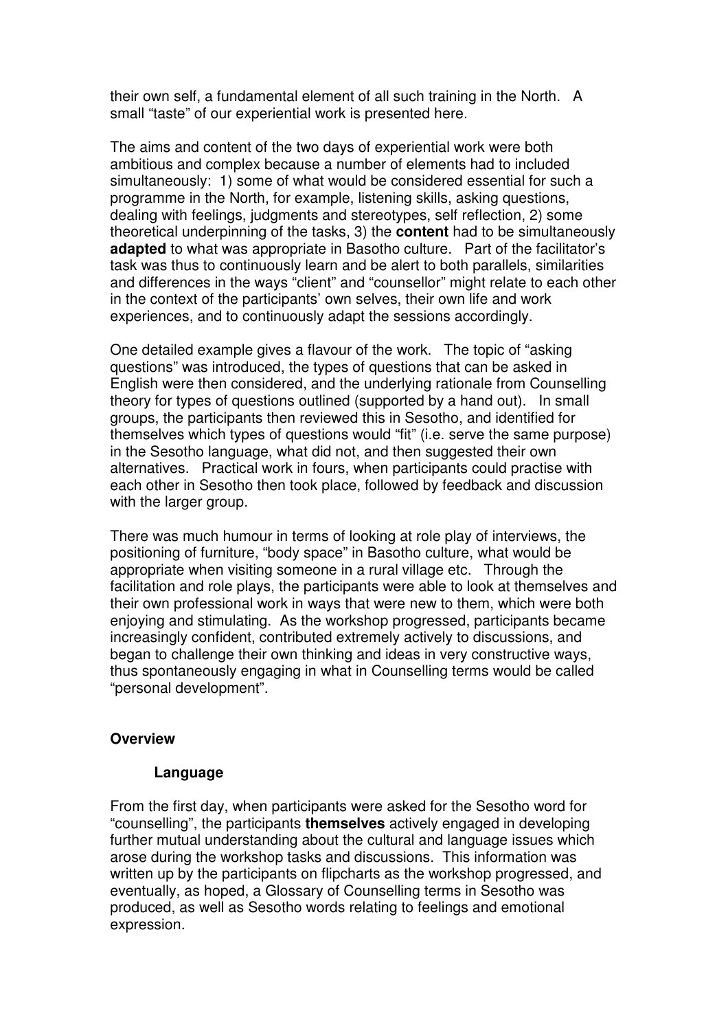their own self, a fundamental element of all such training in the North. A small "taste" of our experiential work is presented here.

The aims and content of the two days of experiential work were both ambitious and complex because a number of elements had to included simultaneously: 1) some of what would be considered essential for such a programme in the North, for example, listening skills, asking questions, dealing with feelings, judgments and stereotypes, self reflection, 2) some theoretical underpinning of the tasks, 3) the **content** had to be simultaneously **adapted** to what was appropriate in Basotho culture. Part of the facilitator's task was thus to continuously learn and be alert to both parallels, similarities and differences in the ways "client" and "counsellor" might relate to each other in the context of the participants' own selves, their own life and work experiences, and to continuously adapt the sessions accordingly.

One detailed example gives a flavour of the work. The topic of "asking questions" was introduced, the types of questions that can be asked in English were then considered, and the underlying rationale from Counselling theory for types of questions outlined (supported by a hand out). In small groups, the participants then reviewed this in Sesotho, and identified for themselves which types of questions would "fit" (i.e. serve the same purpose) in the Sesotho language, what did not, and then suggested their own alternatives. Practical work in fours, when participants could practise with each other in Sesotho then took place, followed by feedback and discussion with the larger group.

There was much humour in terms of looking at role play of interviews, the positioning of furniture, "body space" in Basotho culture, what would be appropriate when visiting someone in a rural village etc. Through the facilitation and role plays, the participants were able to look at themselves and their own professional work in ways that were new to them, which were both enjoying and stimulating. As the workshop progressed, participants became increasingly confident, contributed extremely actively to discussions, and began to challenge their own thinking and ideas in very constructive ways, thus spontaneously engaging in what in Counselling terms would be called "personal development".

## Overview

### Language

From the first day, when participants were asked for the Sesotho word for "counselling", the participants **themselves** actively engaged in developing further mutual understanding about the cultural and language issues which arose during the workshop tasks and discussions. This information was written up by the participants on flipcharts as the workshop progressed, and eventually, as hoped, a Glossary of Counselling terms in Sesotho was produced, as well as Sesotho words relating to feelings and emotional expression.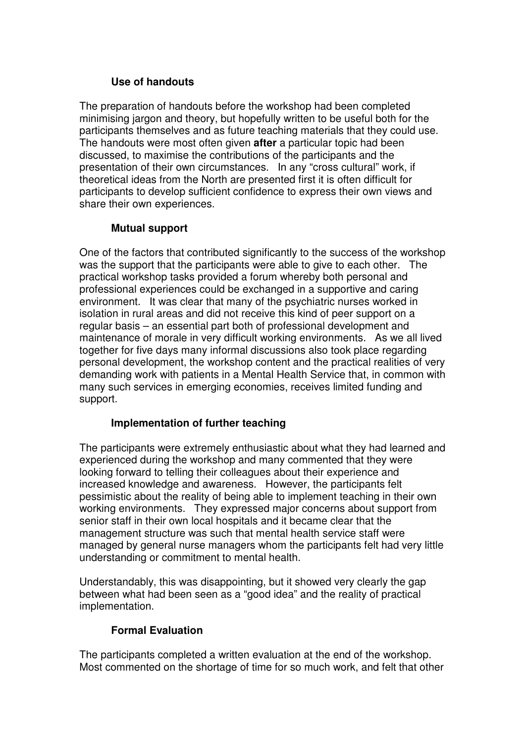### Use of handouts

The preparation of handouts before the workshop had been completed minimising jargon and theory, but hopefully written to be useful both for the participants themselves and as future teaching materials that they could use. The handouts were most often given **after** a particular topic had been discussed, to maximise the contributions of the participants and the presentation of their own circumstances. In any "cross cultural" work, if theoretical ideas from the North are presented first it is often difficult for participants to develop sufficient confidence to express their own views and share their own experiences.

### Mutual support

One of the factors that contributed significantly to the success of the workshop was the support that the participants were able to give to each other. The practical workshop tasks provided a forum whereby both personal and professional experiences could be exchanged in a supportive and caring environment. It was clear that many of the psychiatric nurses worked in isolation in rural areas and did not receive this kind of peer support on a regular basis – an essential part both of professional development and maintenance of morale in very difficult working environments. As we all lived together for five days many informal discussions also took place regarding personal development, the workshop content and the practical realities of very demanding work with patients in a Mental Health Service that, in common with many such services in emerging economies, receives limited funding and support.

### Implementation of further teaching

The participants were extremely enthusiastic about what they had learned and experienced during the workshop and many commented that they were looking forward to telling their colleagues about their experience and increased knowledge and awareness. However, the participants felt pessimistic about the reality of being able to implement teaching in their own working environments. They expressed major concerns about support from senior staff in their own local hospitals and it became clear that the management structure was such that mental health service staff were managed by general nurse managers whom the participants felt had very little understanding or commitment to mental health.

Understandably, this was disappointing, but it showed very clearly the gap between what had been seen as a "good idea" and the reality of practical implementation.

### Formal Evaluation

The participants completed a written evaluation at the end of the workshop. Most commented on the shortage of time for so much work, and felt that other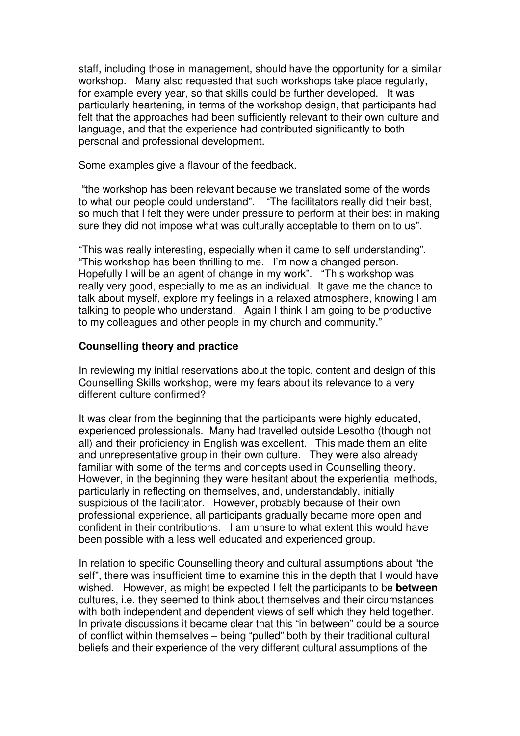staff, including those in management, should have the opportunity for a similar workshop. Many also requested that such workshops take place regularly, for example every year, so that skills could be further developed. It was particularly heartening, in terms of the workshop design, that participants had felt that the approaches had been sufficiently relevant to their own culture and language, and that the experience had contributed significantly to both personal and professional development.

Some examples give a flavour of the feedback.

"the workshop has been relevant because we translated some of the words to what our people could understand". "The facilitators really did their best, so much that I felt they were under pressure to perform at their best in making sure they did not impose what was culturally acceptable to them on to us".

"This was really interesting, especially when it came to self understanding". "This workshop has been thrilling to me. I'm now a changed person. Hopefully I will be an agent of change in my work". "This workshop was really very good, especially to me as an individual. It gave me the chance to talk about myself, explore my feelings in a relaxed atmosphere, knowing I am talking to people who understand. Again I think I am going to be productive to my colleagues and other people in my church and community."

**Counselling theory and practice**

In reviewing my initial reservations about the topic, content and design of this Counselling Skills workshop, were my fears about its relevance to a very different culture confirmed?

It was clear from the beginning that the participants were highly educated, experienced professionals. Many had travelled outside Lesotho (though not all) and their proficiency in English was excellent. This made them an elite and unrepresentative group in their own culture. They were also already familiar with some of the terms and concepts used in Counselling theory. However, in the beginning they were hesitant about the experiential methods, particularly in reflecting on themselves, and, understandably, initially suspicious of the facilitator. However, probably because of their own professional experience, all participants gradually became more open and confident in their contributions. I am unsure to what extent this would have been possible with a less well educated and experienced group.

In relation to specific Counselling theory and cultural assumptions about "the self", there was insufficient time to examine this in the depth that I would have wished. However, as might be expected I felt the participants to be **between** cultures, i.e. they seemed to think about themselves and their circumstances with both independent and dependent views of self which they held together. In private discussions it became clear that this "in between" could be a source of conflict within themselves – being "pulled" both by their traditional cultural beliefs and their experience of the very different cultural assumptions of the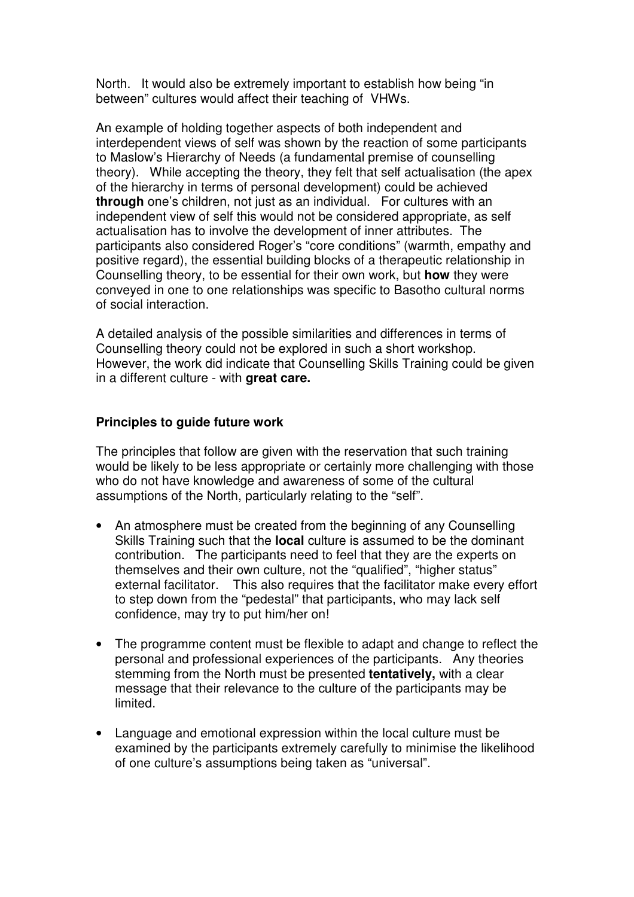North. It would also be extremely important to establish how being "in between" cultures would affect their teaching of VHWs.

An example of holding together aspects of both independent and interdependent views of self was shown by the reaction of some participants to Maslow's Hierarchy of Needs (a fundamental premise of counselling theory). While accepting the theory, they felt that self actualisation (the apex of the hierarchy in terms of personal development) could be achieved **through** one's children, not just as an individual. For cultures with an independent view of self this would not be considered appropriate, as self actualisation has to involve the development of inner attributes. The participants also considered Roger's "core conditions" (warmth, empathy and positive regard), the essential building blocks of a therapeutic relationship in Counselling theory, to be essential for their own work, but **how** they were conveyed in one to one relationships was specific to Basotho cultural norms of social interaction.

A detailed analysis of the possible similarities and differences in terms of Counselling theory could not be explored in such a short workshop. However, the work did indicate that Counselling Skills Training could be given in a different culture - with **great care.**

**Principles to guide future work**

The principles that follow are given with the reservation that such training would be likely to be less appropriate or certainly more challenging with those who do not have knowledge and awareness of some of the cultural assumptions of the North, particularly relating to the "self".

- An atmosphere must be created from the beginning of any Counselling Skills Training such that the **local** culture is assumed to be the dominant contribution. The participants need to feel that they are the experts on themselves and their own culture, not the "qualified", "higher status" external facilitator. This also requires that the facilitator make every effort to step down from the "pedestal" that participants, who may lack self confidence, may try to put him/her on!
- The programme content must be flexible to adapt and change to reflect the personal and professional experiences of the participants. Any theories stemming from the North must be presented **tentatively,** with a clear message that their relevance to the culture of the participants may be limited.
- Language and emotional expression within the local culture must be examined by the participants extremely carefully to minimise the likelihood of one culture's assumptions being taken as "universal".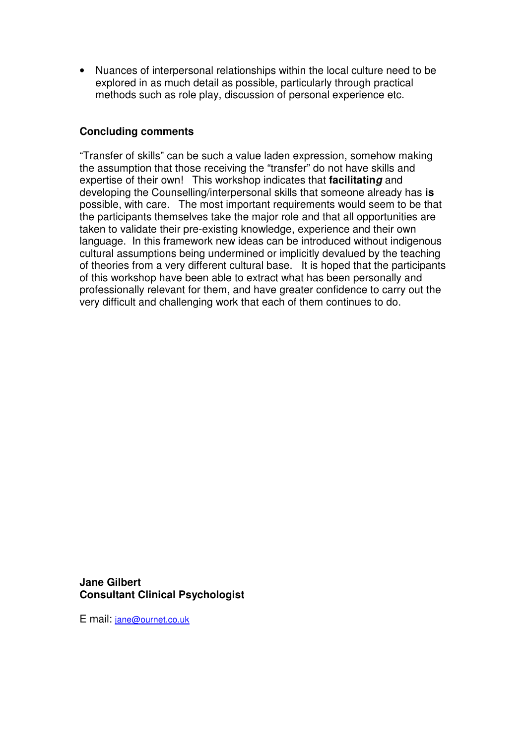- Nuances of interpersonal relationships within the local culture need to be explored in as much detail as possible, particularly through practical methods such as role play, discussion of personal experience etc.

**Concluding comments**

"Transfer of skills" can be such a value laden expression, somehow making the assumption that those receiving the "transfer" do not have skills and expertise of their own! This workshop indicates that **facilitatin*g*** and developing the Counselling/interpersonal skills that someone already has **is** possible, with care. The most important requirements would seem to be that the participants themselves take the major role and that all opportunities are taken to validate their pre-existing knowledge, experience and their own language. In this framework new ideas can be introduced without indigenous cultural assumptions being undermined or implicitly devalued by the teaching of theories from a very different cultural base. It is hoped that the participants of this workshop have been able to extract what has been personally and professionally relevant for them, and have greater confidence to carry out the very difficult and challenging work that each of them continues to do.

**Jane Gilbert**
**Consultant Clinical Psychologist**

E mail: jane@ournet.co.uk